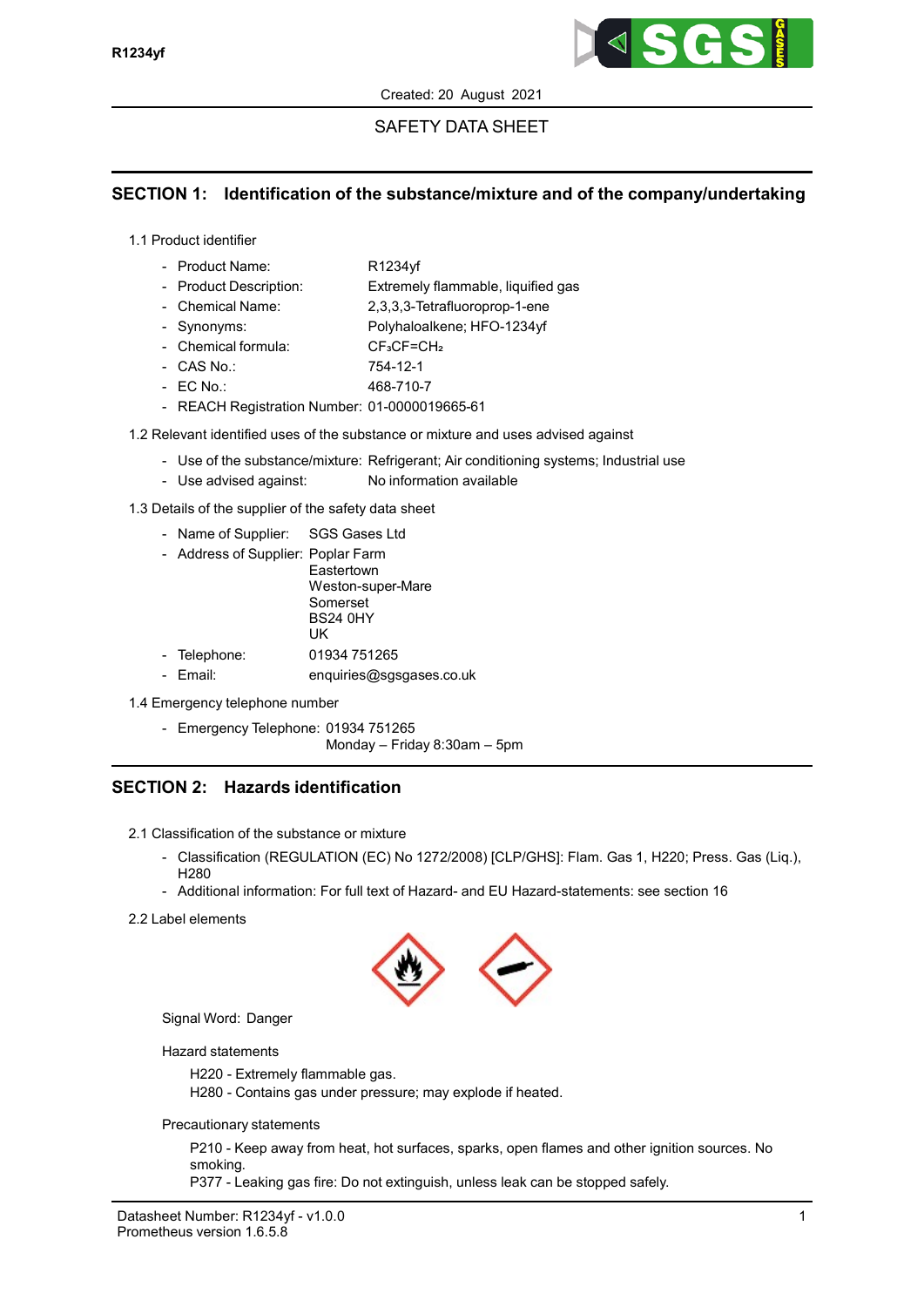Created: 20 August 2021

SAFETY DATA SHEET

## SECTION 1: Identification of the substance/mixture and of the company/undertaking

1.1 Product identifier

- Product Name: R1234yf
- Product Description: Extremely flammable, liquified gas
- Chemical Name: 2,3,3,3-Tetrafluoroprop-1-ene
- Synonyms: Polyhaloalkene; HFO-1234yf
- Chemical formula: $CF_3CF=CH_2$
- CAS No.: 754-12-1
- EC No.: 468-710-7
- REACH Registration Number: 01-0000019665-61

1.2 Relevant identified uses of the substance or mixture and uses advised against

- Use of the substance/mixture: Refrigerant; Air conditioning systems; Industrial use
- Use advised against: No information available

1.3 Details of the supplier of the safety data sheet

- Name of Supplier: SGS Gases Ltd
- Address of Supplier: Poplar Farm
  Eastertown
  Weston-super-Mare
  Somerset
  BS24 0HY
  UK
- Telephone: 01934 751265
- Email: enquiries@sgsgases.co.uk

1.4 Emergency telephone number

- Emergency Telephone: 01934 751265
  Monday – Friday 8:30am – 5pm

## SECTION 2: Hazards identification

2.1 Classification of the substance or mixture

- Classification (REGULATION (EC) No 1272/2008) [CLP/GHS]: Flam. Gas 1, H220; Press. Gas (Liq.), H280
- Additional information: For full text of Hazard- and EU Hazard-statements: see section 16

2.2 Label elements

Signal Word: Danger

Hazard statements

H220 - Extremely flammable gas.
H280 - Contains gas under pressure; may explode if heated.

Precautionary statements

P210 - Keep away from heat, hot surfaces, sparks, open flames and other ignition sources. No smoking.
P377 - Leaking gas fire: Do not extinguish, unless leak can be stopped safely.

Datasheet Number: R1234yf - v1.0.0
Prometheus version 1.6.5.8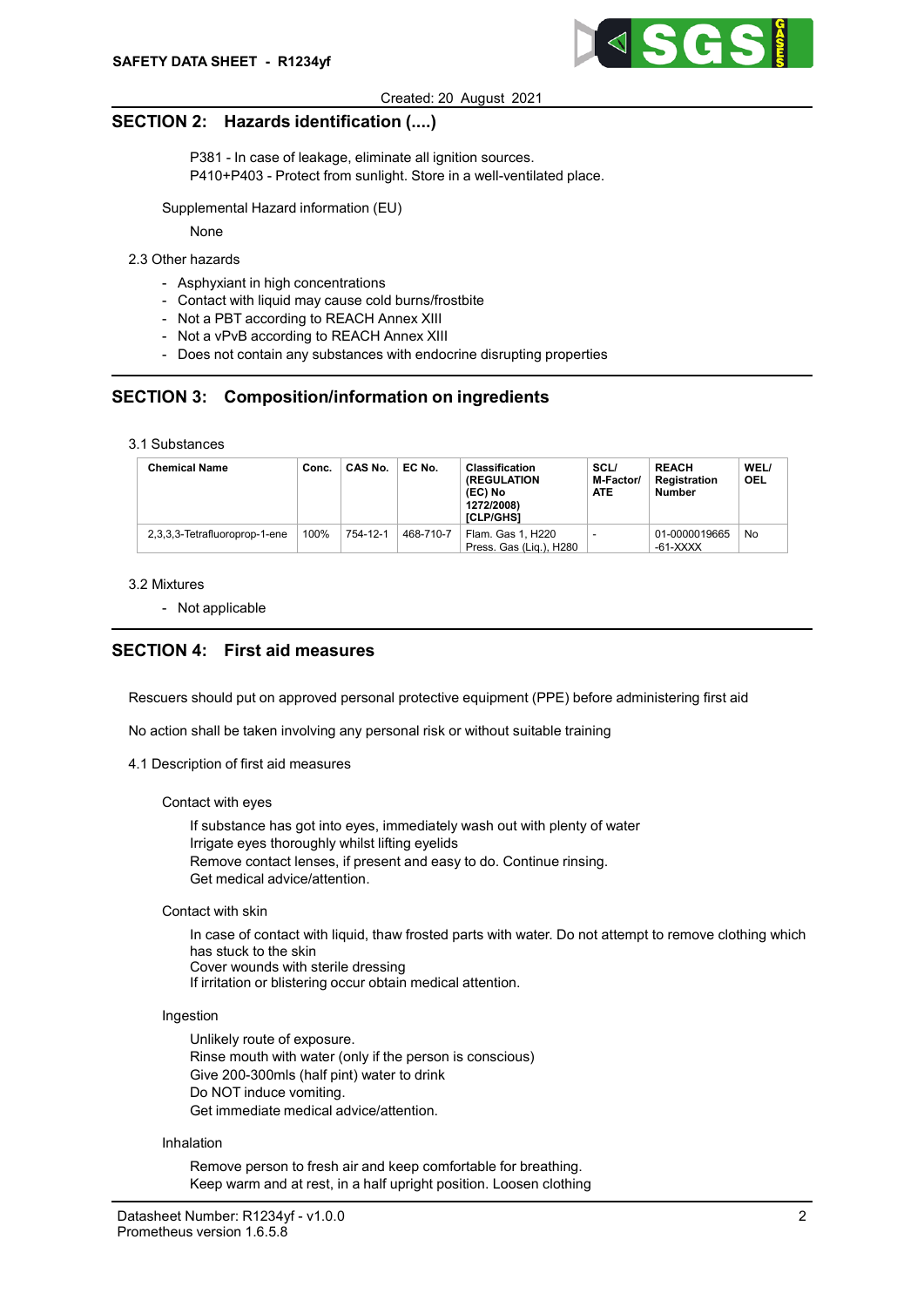## SECTION 2: Hazards identification (....)

P381 - In case of leakage, eliminate all ignition sources.
P410+P403 - Protect from sunlight. Store in a well-ventilated place.

Supplemental Hazard information (EU)

None

2.3 Other hazards

- Asphyxiant in high concentrations
- Contact with liquid may cause cold burns/frostbite
- Not a PBT according to REACH Annex XIII
- Not a vPvB according to REACH Annex XIII
- Does not contain any substances with endocrine disrupting properties

## SECTION 3: Composition/information on ingredients

3.1 Substances

| Chemical Name | Conc. | CAS No. | EC No. | Classification (REGULATION (EC) No 1272/2008) [CLP/GHS] | SCL/ M-Factor/ ATE | REACH Registration Number | WEL/ OEL |
|---|---|---|---|---|---|---|---|
| 2,3,3,3-Tetrafluoroprop-1-ene | 100% | 754-12-1 | 468-710-7 | Flam. Gas 1, H220 Press. Gas (Liq.), H280 | - | 01-0000019665-61-XXXX | No |

3.2 Mixtures

- Not applicable

## SECTION 4: First aid measures

Rescuers should put on approved personal protective equipment (PPE) before administering first aid

No action shall be taken involving any personal risk or without suitable training

4.1 Description of first aid measures

Contact with eyes

If substance has got into eyes, immediately wash out with plenty of water
Irrigate eyes thoroughly whilst lifting eyelids
Remove contact lenses, if present and easy to do. Continue rinsing.
Get medical advice/attention.

Contact with skin

In case of contact with liquid, thaw frosted parts with water. Do not attempt to remove clothing which has stuck to the skin
Cover wounds with sterile dressing
If irritation or blistering occur obtain medical attention.

Ingestion

Unlikely route of exposure.
Rinse mouth with water (only if the person is conscious)
Give 200-300mls (half pint) water to drink
Do NOT induce vomiting.
Get immediate medical advice/attention.

Inhalation

Remove person to fresh air and keep comfortable for breathing.
Keep warm and at rest, in a half upright position. Loosen clothing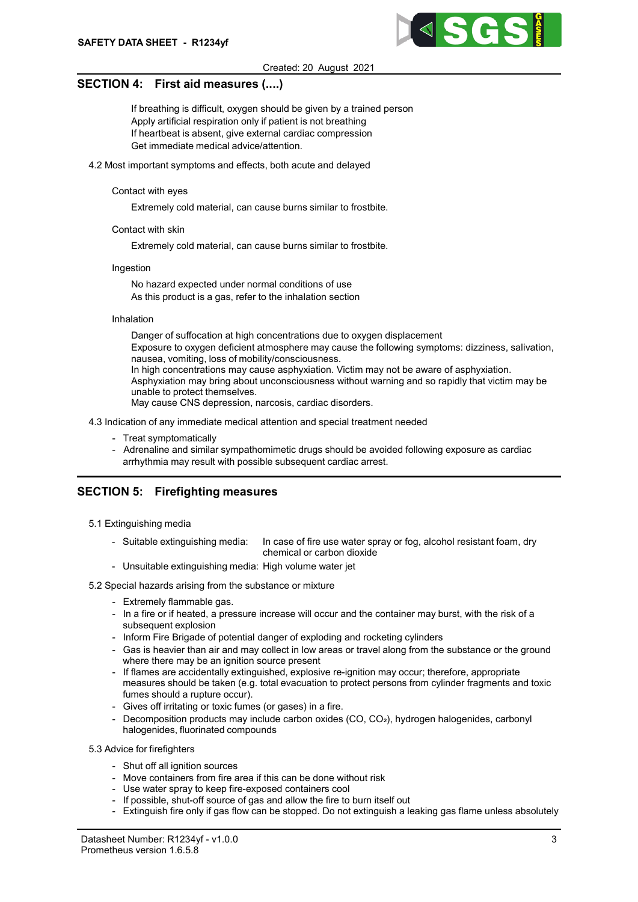## SECTION 4: First aid measures (....)

If breathing is difficult, oxygen should be given by a trained person
Apply artificial respiration only if patient is not breathing
If heartbeat is absent, give external cardiac compression
Get immediate medical advice/attention.

4.2 Most important symptoms and effects, both acute and delayed

Contact with eyes

Extremely cold material, can cause burns similar to frostbite.

Contact with skin

Extremely cold material, can cause burns similar to frostbite.

Ingestion

No hazard expected under normal conditions of use
As this product is a gas, refer to the inhalation section

Inhalation

Danger of suffocation at high concentrations due to oxygen displacement
Exposure to oxygen deficient atmosphere may cause the following symptoms: dizziness, salivation, nausea, vomiting, loss of mobility/consciousness.
In high concentrations may cause asphyxiation. Victim may not be aware of asphyxiation.
Asphyxiation may bring about unconsciousness without warning and so rapidly that victim may be unable to protect themselves.
May cause CNS depression, narcosis, cardiac disorders.

4.3 Indication of any immediate medical attention and special treatment needed

- Treat symptomatically
- Adrenaline and similar sympathomimetic drugs should be avoided following exposure as cardiac arrhythmia may result with possible subsequent cardiac arrest.

## SECTION 5: Firefighting measures

5.1 Extinguishing media

- Suitable extinguishing media: In case of fire use water spray or fog, alcohol resistant foam, dry chemical or carbon dioxide
- Unsuitable extinguishing media: High volume water jet

5.2 Special hazards arising from the substance or mixture

- Extremely flammable gas.
- In a fire or if heated, a pressure increase will occur and the container may burst, with the risk of a subsequent explosion
- Inform Fire Brigade of potential danger of exploding and rocketing cylinders
- Gas is heavier than air and may collect in low areas or travel along from the substance or the ground where there may be an ignition source present
- If flames are accidentally extinguished, explosive re-ignition may occur; therefore, appropriate measures should be taken (e.g. total evacuation to protect persons from cylinder fragments and toxic fumes should a rupture occur).
- Gives off irritating or toxic fumes (or gases) in a fire.
- Decomposition products may include carbon oxides (CO, $CO_2$), hydrogen halogenides, carbonyl halogenides, fluorinated compounds

5.3 Advice for firefighters

- Shut off all ignition sources
- Move containers from fire area if this can be done without risk
- Use water spray to keep fire-exposed containers cool
- If possible, shut-off source of gas and allow the fire to burn itself out
- Extinguish fire only if gas flow can be stopped. Do not extinguish a leaking gas flame unless absolutely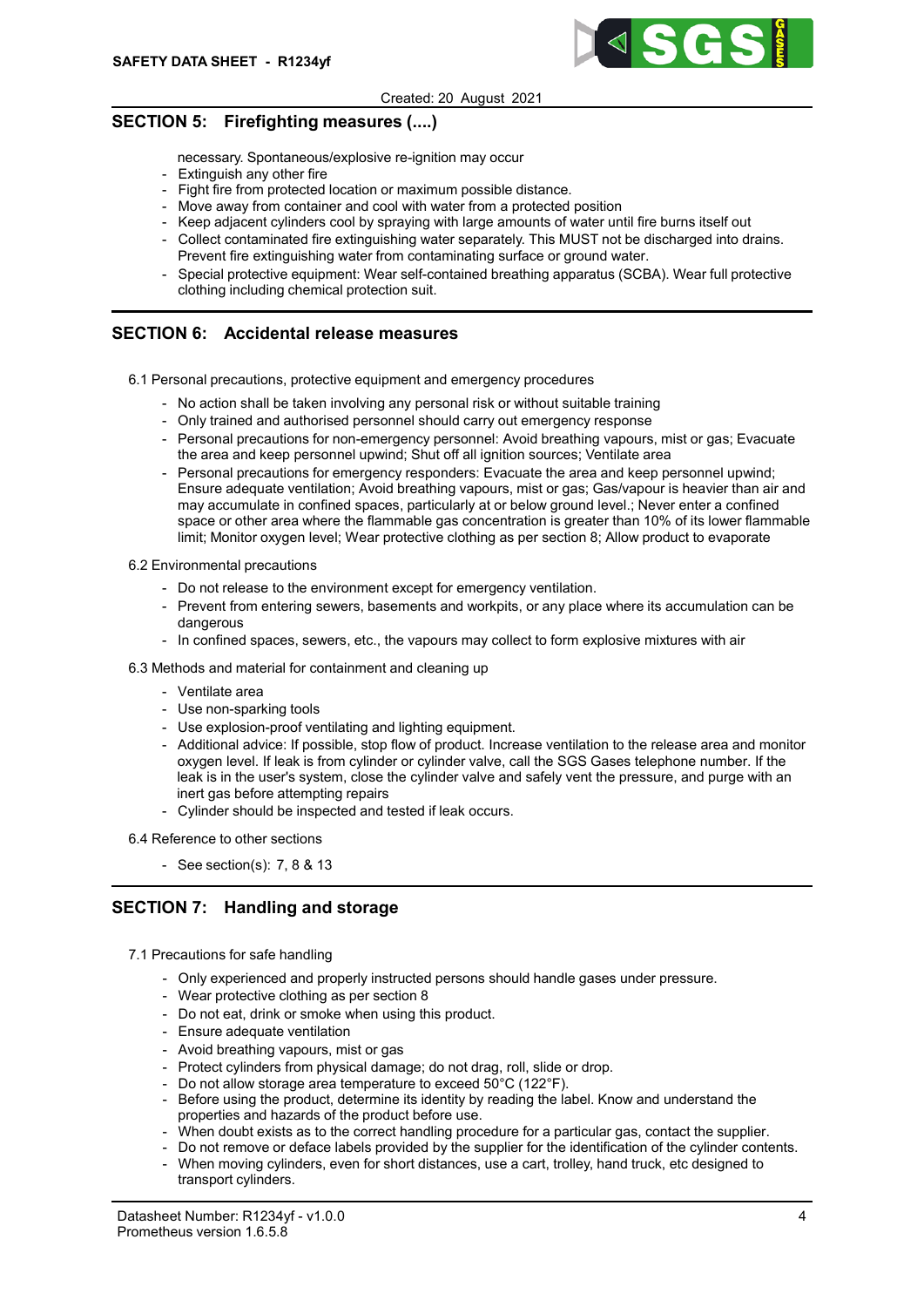## SECTION 5: Firefighting measures (....)

necessary. Spontaneous/explosive re-ignition may occur

- Extinguish any other fire
- Fight fire from protected location or maximum possible distance.
- Move away from container and cool with water from a protected position
- Keep adjacent cylinders cool by spraying with large amounts of water until fire burns itself out
- Collect contaminated fire extinguishing water separately. This MUST not be discharged into drains. Prevent fire extinguishing water from contaminating surface or ground water.
- Special protective equipment: Wear self-contained breathing apparatus (SCBA). Wear full protective clothing including chemical protection suit.

## SECTION 6: Accidental release measures

6.1 Personal precautions, protective equipment and emergency procedures

- No action shall be taken involving any personal risk or without suitable training
- Only trained and authorised personnel should carry out emergency response
- Personal precautions for non-emergency personnel: Avoid breathing vapours, mist or gas; Evacuate the area and keep personnel upwind; Shut off all ignition sources; Ventilate area
- Personal precautions for emergency responders: Evacuate the area and keep personnel upwind; Ensure adequate ventilation; Avoid breathing vapours, mist or gas; Gas/vapour is heavier than air and may accumulate in confined spaces, particularly at or below ground level.; Never enter a confined space or other area where the flammable gas concentration is greater than 10% of its lower flammable limit; Monitor oxygen level; Wear protective clothing as per section 8; Allow product to evaporate

6.2 Environmental precautions

- Do not release to the environment except for emergency ventilation.
- Prevent from entering sewers, basements and workpits, or any place where its accumulation can be dangerous
- In confined spaces, sewers, etc., the vapours may collect to form explosive mixtures with air

6.3 Methods and material for containment and cleaning up

- Ventilate area
- Use non-sparking tools
- Use explosion-proof ventilating and lighting equipment.
- Additional advice: If possible, stop flow of product. Increase ventilation to the release area and monitor oxygen level. If leak is from cylinder or cylinder valve, call the SGS Gases telephone number. If the leak is in the user's system, close the cylinder valve and safely vent the pressure, and purge with an inert gas before attempting repairs
- Cylinder should be inspected and tested if leak occurs.

6.4 Reference to other sections

- See section(s): 7, 8 & 13

## SECTION 7: Handling and storage

7.1 Precautions for safe handling

- Only experienced and properly instructed persons should handle gases under pressure.
- Wear protective clothing as per section 8
- Do not eat, drink or smoke when using this product.
- Ensure adequate ventilation
- Avoid breathing vapours, mist or gas
- Protect cylinders from physical damage; do not drag, roll, slide or drop.
- Do not allow storage area temperature to exceed 50°C (122°F).
- Before using the product, determine its identity by reading the label. Know and understand the properties and hazards of the product before use.
- When doubt exists as to the correct handling procedure for a particular gas, contact the supplier.
- Do not remove or deface labels provided by the supplier for the identification of the cylinder contents.
- When moving cylinders, even for short distances, use a cart, trolley, hand truck, etc designed to transport cylinders.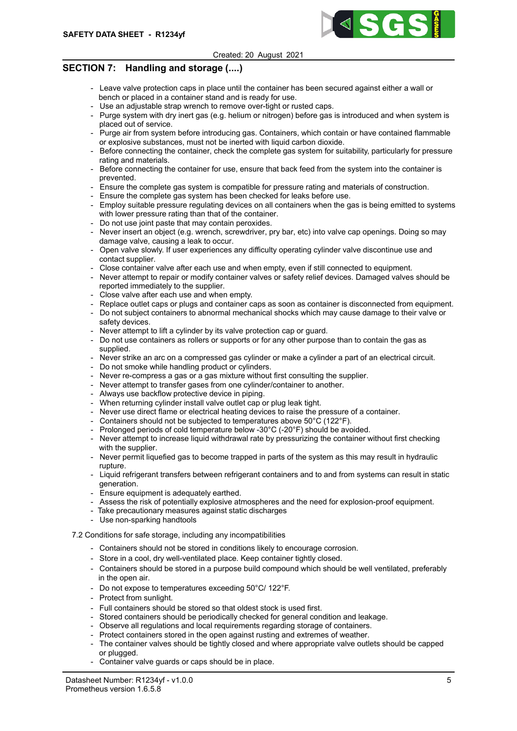## SECTION 7: Handling and storage (....)

- Leave valve protection caps in place until the container has been secured against either a wall or bench or placed in a container stand and is ready for use.
- Use an adjustable strap wrench to remove over-tight or rusted caps.
- Purge system with dry inert gas (e.g. helium or nitrogen) before gas is introduced and when system is placed out of service.
- Purge air from system before introducing gas. Containers, which contain or have contained flammable or explosive substances, must not be inerted with liquid carbon dioxide.
- Before connecting the container, check the complete gas system for suitability, particularly for pressure rating and materials.
- Before connecting the container for use, ensure that back feed from the system into the container is prevented.
- Ensure the complete gas system is compatible for pressure rating and materials of construction.
- Ensure the complete gas system has been checked for leaks before use.
- Employ suitable pressure regulating devices on all containers when the gas is being emitted to systems with lower pressure rating than that of the container.
- Do not use joint paste that may contain peroxides.
- Never insert an object (e.g. wrench, screwdriver, pry bar, etc) into valve cap openings. Doing so may damage valve, causing a leak to occur.
- Open valve slowly. If user experiences any difficulty operating cylinder valve discontinue use and contact supplier.
- Close container valve after each use and when empty, even if still connected to equipment.
- Never attempt to repair or modify container valves or safety relief devices. Damaged valves should be reported immediately to the supplier.
- Close valve after each use and when empty.
- Replace outlet caps or plugs and container caps as soon as container is disconnected from equipment.
- Do not subject containers to abnormal mechanical shocks which may cause damage to their valve or safety devices.
- Never attempt to lift a cylinder by its valve protection cap or guard.
- Do not use containers as rollers or supports or for any other purpose than to contain the gas as supplied.
- Never strike an arc on a compressed gas cylinder or make a cylinder a part of an electrical circuit.
- Do not smoke while handling product or cylinders.
- Never re-compress a gas or a gas mixture without first consulting the supplier.
- Never attempt to transfer gases from one cylinder/container to another.
- Always use backflow protective device in piping.
- When returning cylinder install valve outlet cap or plug leak tight.
- Never use direct flame or electrical heating devices to raise the pressure of a container.
- Containers should not be subjected to temperatures above 50°C (122°F).
- Prolonged periods of cold temperature below -30°C (-20°F) should be avoided.
- Never attempt to increase liquid withdrawal rate by pressurizing the container without first checking with the supplier.
- Never permit liquefied gas to become trapped in parts of the system as this may result in hydraulic rupture.
- Liquid refrigerant transfers between refrigerant containers and to and from systems can result in static generation.
- Ensure equipment is adequately earthed.
- Assess the risk of potentially explosive atmospheres and the need for explosion-proof equipment.
- Take precautionary measures against static discharges
- Use non-sparking handtools

7.2 Conditions for safe storage, including any incompatibilities

- Containers should not be stored in conditions likely to encourage corrosion.
- Store in a cool, dry well-ventilated place. Keep container tightly closed.
- Containers should be stored in a purpose build compound which should be well ventilated, preferably in the open air.
- Do not expose to temperatures exceeding 50°C/ 122°F.
- Protect from sunlight.
- Full containers should be stored so that oldest stock is used first.
- Stored containers should be periodically checked for general condition and leakage.
- Observe all regulations and local requirements regarding storage of containers.
- Protect containers stored in the open against rusting and extremes of weather.
- The container valves should be tightly closed and where appropriate valve outlets should be capped or plugged.
- Container valve guards or caps should be in place.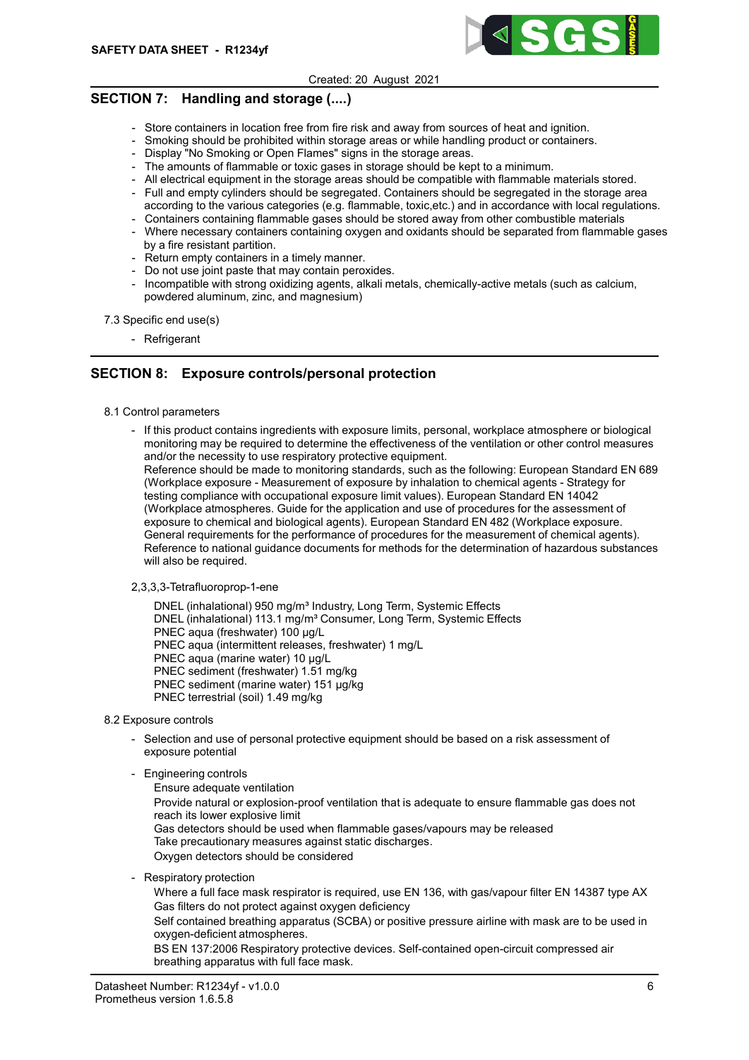## SECTION 7: Handling and storage (....)

- Store containers in location free from fire risk and away from sources of heat and ignition.
- Smoking should be prohibited within storage areas or while handling product or containers.
- Display "No Smoking or Open Flames" signs in the storage areas.
- The amounts of flammable or toxic gases in storage should be kept to a minimum.
- All electrical equipment in the storage areas should be compatible with flammable materials stored.
- Full and empty cylinders should be segregated. Containers should be segregated in the storage area according to the various categories (e.g. flammable, toxic,etc.) and in accordance with local regulations.
- Containers containing flammable gases should be stored away from other combustible materials
- Where necessary containers containing oxygen and oxidants should be separated from flammable gases by a fire resistant partition.
- Return empty containers in a timely manner.
- Do not use joint paste that may contain peroxides.
- Incompatible with strong oxidizing agents, alkali metals, chemically-active metals (such as calcium, powdered aluminum, zinc, and magnesium)

7.3 Specific end use(s)

- Refrigerant

## SECTION 8: Exposure controls/personal protection

8.1 Control parameters

- If this product contains ingredients with exposure limits, personal, workplace atmosphere or biological monitoring may be required to determine the effectiveness of the ventilation or other control measures and/or the necessity to use respiratory protective equipment.
  Reference should be made to monitoring standards, such as the following: European Standard EN 689 (Workplace exposure - Measurement of exposure by inhalation to chemical agents - Strategy for testing compliance with occupational exposure limit values). European Standard EN 14042 (Workplace atmospheres. Guide for the application and use of procedures for the assessment of exposure to chemical and biological agents). European Standard EN 482 (Workplace exposure. General requirements for the performance of procedures for the measurement of chemical agents). Reference to national guidance documents for methods for the determination of hazardous substances will also be required.

2,3,3,3-Tetrafluoroprop-1-ene

DNEL (inhalational) 950 mg/m³ Industry, Long Term, Systemic Effects
DNEL (inhalational) 113.1 mg/m³ Consumer, Long Term, Systemic Effects
PNEC aqua (freshwater) 100 µg/L
PNEC aqua (intermittent releases, freshwater) 1 mg/L
PNEC aqua (marine water) 10 µg/L
PNEC sediment (freshwater) 1.51 mg/kg
PNEC sediment (marine water) 151 µg/kg
PNEC terrestrial (soil) 1.49 mg/kg

8.2 Exposure controls

- Selection and use of personal protective equipment should be based on a risk assessment of exposure potential
- Engineering controls
  Ensure adequate ventilation
  Provide natural or explosion-proof ventilation that is adequate to ensure flammable gas does not reach its lower explosive limit
  Gas detectors should be used when flammable gases/vapours may be released
  Take precautionary measures against static discharges.
  Oxygen detectors should be considered
- Respiratory protection
  Where a full face mask respirator is required, use EN 136, with gas/vapour filter EN 14387 type AX
  Gas filters do not protect against oxygen deficiency
  Self contained breathing apparatus (SCBA) or positive pressure airline with mask are to be used in oxygen-deficient atmospheres.
  BS EN 137:2006 Respiratory protective devices. Self-contained open-circuit compressed air breathing apparatus with full face mask.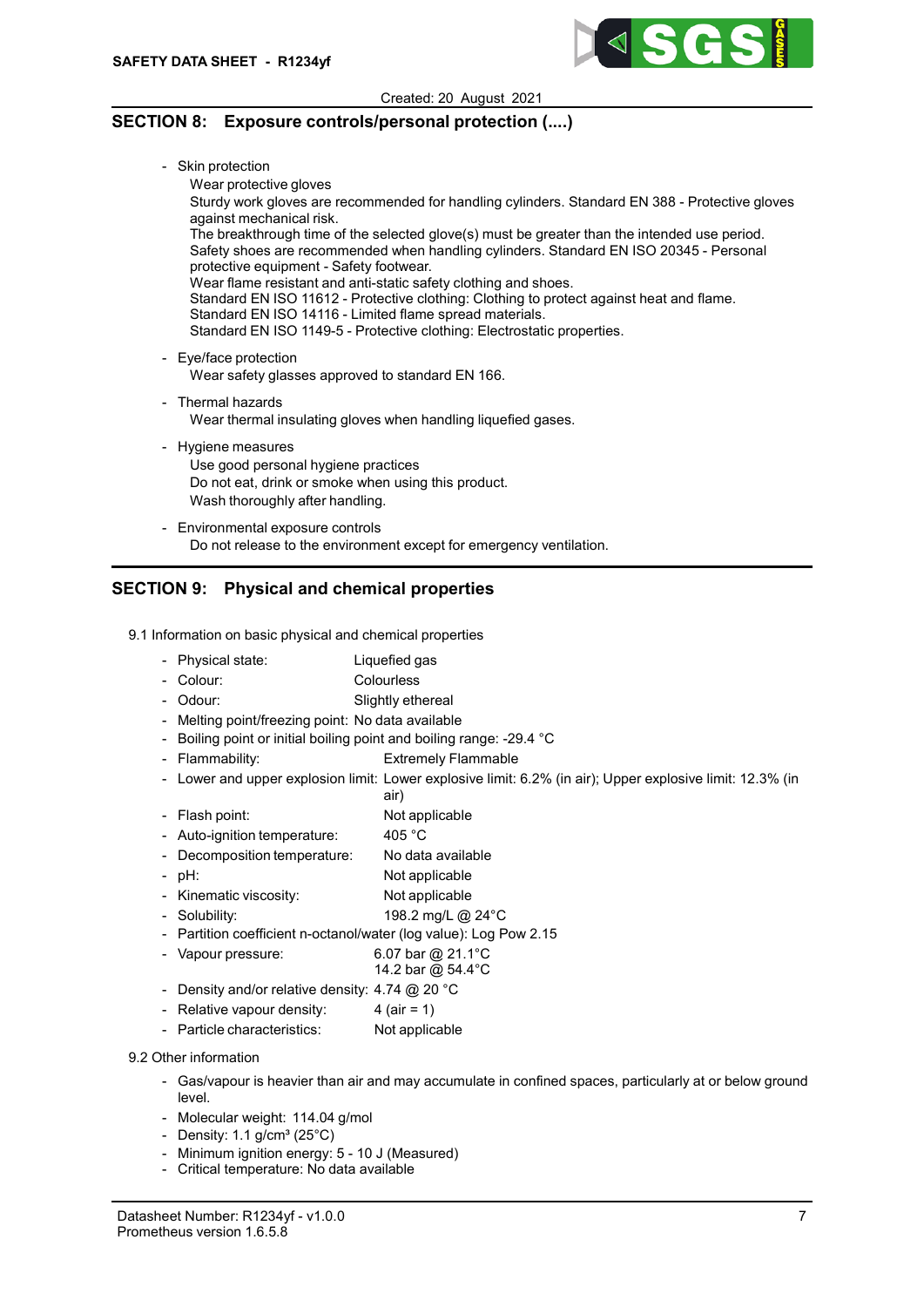## SECTION 8: Exposure controls/personal protection (....)

- Skin protection

  Wear protective gloves

  Sturdy work gloves are recommended for handling cylinders. Standard EN 388 - Protective gloves against mechanical risk.

  The breakthrough time of the selected glove(s) must be greater than the intended use period.

  Safety shoes are recommended when handling cylinders. Standard EN ISO 20345 - Personal protective equipment - Safety footwear.

  Wear flame resistant and anti-static safety clothing and shoes.

  Standard EN ISO 11612 - Protective clothing: Clothing to protect against heat and flame.

  Standard EN ISO 14116 - Limited flame spread materials.

  Standard EN ISO 1149-5 - Protective clothing: Electrostatic properties.

- Eye/face protection

  Wear safety glasses approved to standard EN 166.

- Thermal hazards

  Wear thermal insulating gloves when handling liquefied gases.

- Hygiene measures

  Use good personal hygiene practices

  Do not eat, drink or smoke when using this product.

  Wash thoroughly after handling.

- Environmental exposure controls

  Do not release to the environment except for emergency ventilation.

## SECTION 9: Physical and chemical properties

9.1 Information on basic physical and chemical properties

- Physical state: Liquefied gas
- Colour: Colourless
- Odour: Slightly ethereal
- Melting point/freezing point: No data available
- Boiling point or initial boiling point and boiling range: -29.4 °C
- Flammability: Extremely Flammable
- Lower and upper explosion limit: Lower explosive limit: 6.2% (in air); Upper explosive limit: 12.3% (in air)
- Flash point: Not applicable
- Auto-ignition temperature: 405 °C
- Decomposition temperature: No data available
- pH: Not applicable
- Kinematic viscosity: Not applicable
- Solubility: 198.2 mg/L @ 24°C
- Partition coefficient n-octanol/water (log value): Log Pow 2.15
- Vapour pressure: 6.07 bar @ 21.1°C  
  14.2 bar @ 54.4°C
- Density and/or relative density: 4.74 @ 20 °C
- Relative vapour density: 4 (air = 1)
- Particle characteristics: Not applicable

9.2 Other information

- Gas/vapour is heavier than air and may accumulate in confined spaces, particularly at or below ground level.
- Molecular weight: 114.04 g/mol
- Density: 1.1 g/cm³ (25°C)
- Minimum ignition energy: 5 - 10 J (Measured)
- Critical temperature: No data available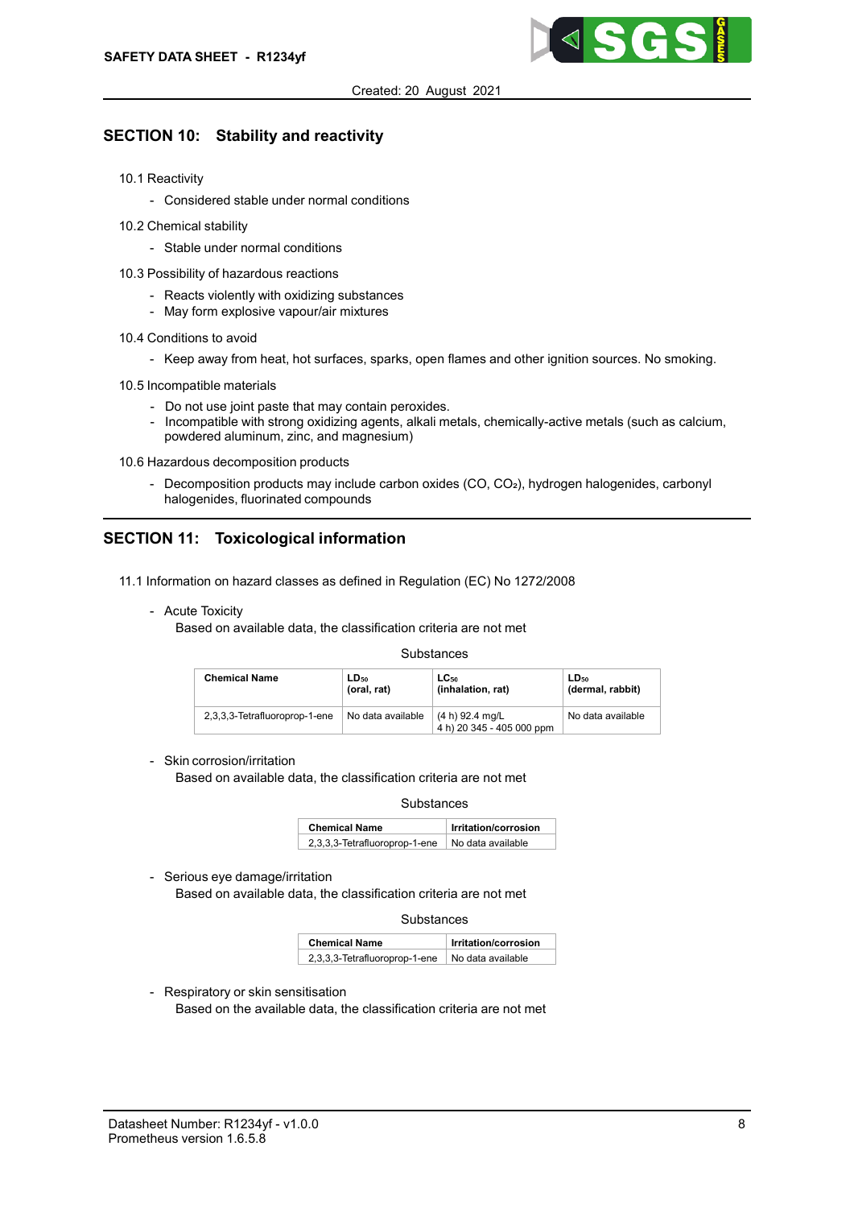## SECTION 10: Stability and reactivity

10.1 Reactivity

- Considered stable under normal conditions

10.2 Chemical stability

- Stable under normal conditions

10.3 Possibility of hazardous reactions

- Reacts violently with oxidizing substances
- May form explosive vapour/air mixtures

10.4 Conditions to avoid

- Keep away from heat, hot surfaces, sparks, open flames and other ignition sources. No smoking.

10.5 Incompatible materials

- Do not use joint paste that may contain peroxides.
- Incompatible with strong oxidizing agents, alkali metals, chemically-active metals (such as calcium, powdered aluminum, zinc, and magnesium)

10.6 Hazardous decomposition products

- Decomposition products may include carbon oxides (CO, $CO_2$), hydrogen halogenides, carbonyl halogenides, fluorinated compounds

## SECTION 11: Toxicological information

11.1 Information on hazard classes as defined in Regulation (EC) No 1272/2008

- Acute Toxicity
  Based on available data, the classification criteria are not met

Substances

| Chemical Name | $LD_{50}$ (oral, rat) | $LC_{50}$ (inhalation, rat) | $LD_{50}$ (dermal, rabbit) |
|---|---|---|---|
| 2,3,3,3-Tetrafluoroprop-1-ene | No data available | (4 h) 92.4 mg/L<br>4 h) 20 345 - 405 000 ppm | No data available |

- Skin corrosion/irritation
  Based on available data, the classification criteria are not met

Substances

| Chemical Name | Irritation/corrosion |
|---|---|
| 2,3,3,3-Tetrafluoroprop-1-ene | No data available |

- Serious eye damage/irritation
  Based on available data, the classification criteria are not met

Substances

| Chemical Name | Irritation/corrosion |
|---|---|
| 2,3,3,3-Tetrafluoroprop-1-ene | No data available |

- Respiratory or skin sensitisation
  Based on the available data, the classification criteria are not met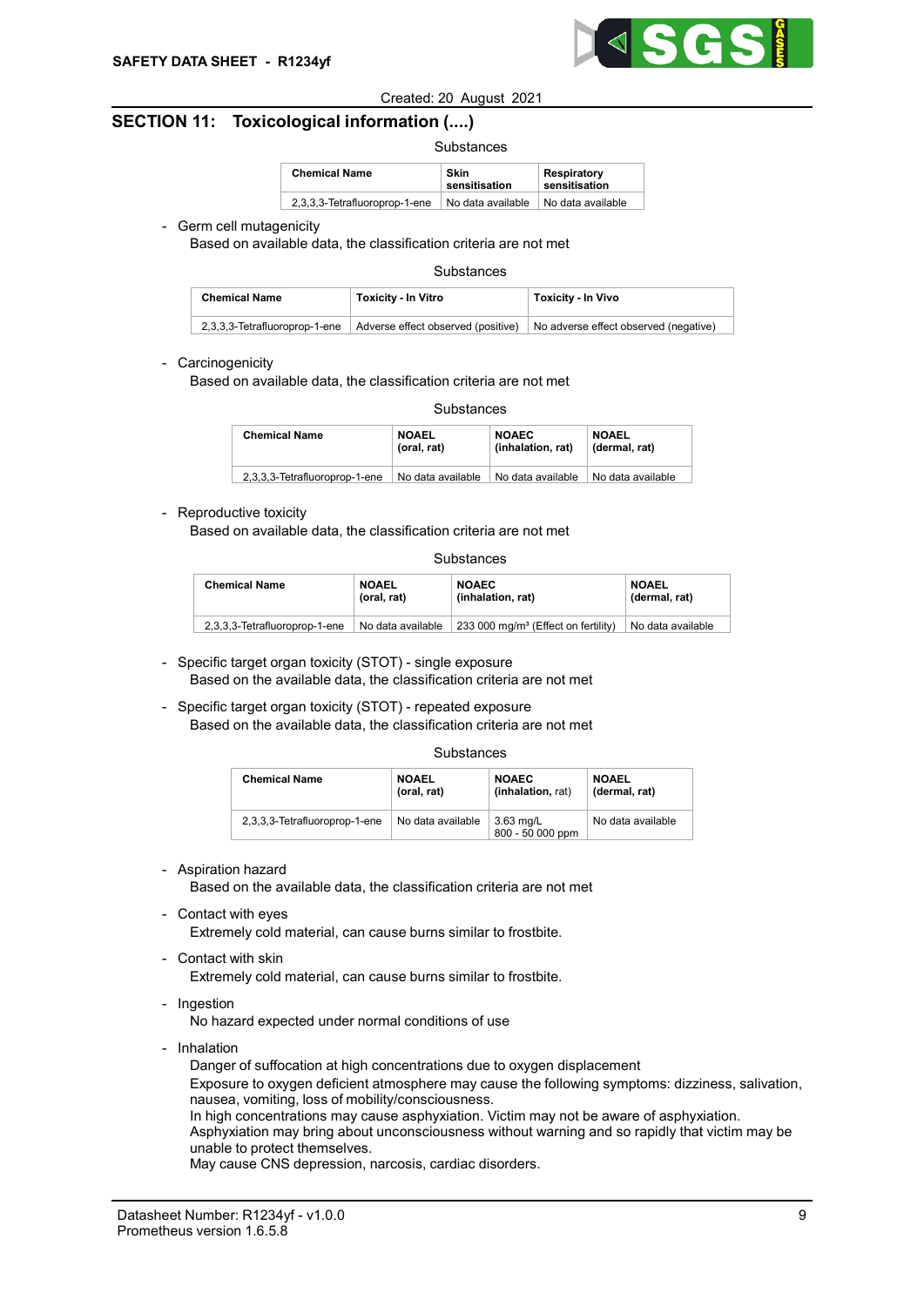## SECTION 11: Toxicological information (....)

Substances

| Chemical Name | Skin sensitisation | Respiratory sensitisation |
|---|---|---|
| 2,3,3,3-Tetrafluoroprop-1-ene | No data available | No data available |

- Germ cell mutagenicity
  Based on available data, the classification criteria are not met

Substances

| Chemical Name | Toxicity - In Vitro | Toxicity - In Vivo |
|---|---|---|
| 2,3,3,3-Tetrafluoroprop-1-ene | Adverse effect observed (positive) | No adverse effect observed (negative) |

- Carcinogenicity
  Based on available data, the classification criteria are not met

Substances

| Chemical Name | NOAEL (oral, rat) | NOAEC (inhalation, rat) | NOAEL (dermal, rat) |
|---|---|---|---|
| 2,3,3,3-Tetrafluoroprop-1-ene | No data available | No data available | No data available |

- Reproductive toxicity
  Based on available data, the classification criteria are not met

Substances

| Chemical Name | NOAEL (oral, rat) | NOAEC (inhalation, rat) | NOAEL (dermal, rat) |
|---|---|---|---|
| 2,3,3,3-Tetrafluoroprop-1-ene | No data available | 233 000 mg/m³ (Effect on fertility) | No data available |

- Specific target organ toxicity (STOT) - single exposure
  Based on the available data, the classification criteria are not met

- Specific target organ toxicity (STOT) - repeated exposure
  Based on the available data, the classification criteria are not met

Substances

| Chemical Name | NOAEL (oral, rat) | NOAEC (inhalation, rat) | NOAEL (dermal, rat) |
|---|---|---|---|
| 2,3,3,3-Tetrafluoroprop-1-ene | No data available | 3.63 mg/L 800 - 50 000 ppm | No data available |

- Aspiration hazard
  Based on the available data, the classification criteria are not met

- Contact with eyes
  Extremely cold material, can cause burns similar to frostbite.

- Contact with skin
  Extremely cold material, can cause burns similar to frostbite.

- Ingestion
  No hazard expected under normal conditions of use

- Inhalation
  Danger of suffocation at high concentrations due to oxygen displacement
  Exposure to oxygen deficient atmosphere may cause the following symptoms: dizziness, salivation, nausea, vomiting, loss of mobility/consciousness.
  In high concentrations may cause asphyxiation. Victim may not be aware of asphyxiation.
  Asphyxiation may bring about unconsciousness without warning and so rapidly that victim may be unable to protect themselves.
  May cause CNS depression, narcosis, cardiac disorders.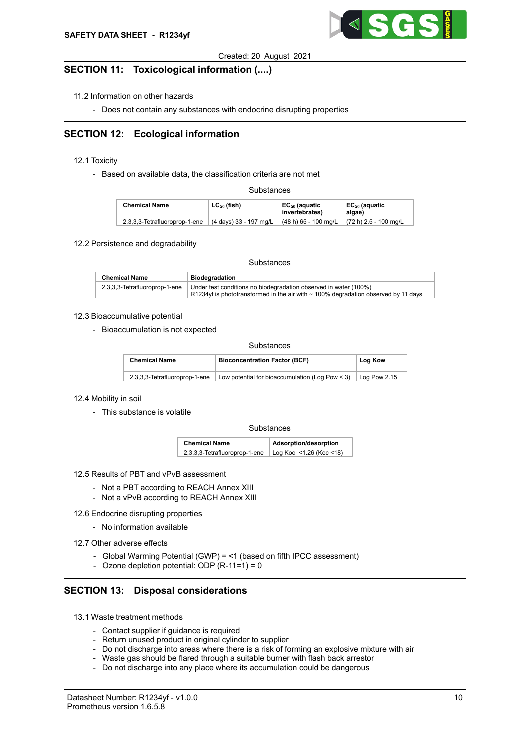## SECTION 11: Toxicological information (....)

11.2 Information on other hazards

- Does not contain any substances with endocrine disrupting properties

## SECTION 12: Ecological information

12.1 Toxicity

- Based on available data, the classification criteria are not met

Substances

| Chemical Name | $LC_{50}$ (fish) | $EC_{50}$ (aquatic invertebrates) | $EC_{50}$ (aquatic algae) |
|---|---|---|---|
| 2,3,3,3-Tetrafluoroprop-1-ene | (4 days) 33 - 197 mg/L | (48 h) 65 - 100 mg/L | (72 h) 2.5 - 100 mg/L |

12.2 Persistence and degradability

Substances

| Chemical Name | Biodegradation |
|---|---|
| 2,3,3,3-Tetrafluoroprop-1-ene | Under test conditions no biodegradation observed in water (100%)<br>R1234yf is phototransformed in the air with ~ 100% degradation observed by 11 days |

12.3 Bioaccumulative potential

- Bioaccumulation is not expected

Substances

| Chemical Name | Bioconcentration Factor (BCF) | Log Kow |
|---|---|---|
| 2,3,3,3-Tetrafluoroprop-1-ene | Low potential for bioaccumulation (Log Pow < 3) | Log Pow 2.15 |

12.4 Mobility in soil

- This substance is volatile

Substances

| Chemical Name | Adsorption/desorption |
|---|---|
| 2,3,3,3-Tetrafluoroprop-1-ene | Log Koc <1.26 (Koc <18) |

12.5 Results of PBT and vPvB assessment

- Not a PBT according to REACH Annex XIII
- Not a vPvB according to REACH Annex XIII

12.6 Endocrine disrupting properties

- No information available

12.7 Other adverse effects

- Global Warming Potential (GWP) = <1 (based on fifth IPCC assessment)
- Ozone depletion potential: ODP (R-11=1) = 0

## SECTION 13: Disposal considerations

13.1 Waste treatment methods

- Contact supplier if guidance is required
- Return unused product in original cylinder to supplier
- Do not discharge into areas where there is a risk of forming an explosive mixture with air
- Waste gas should be flared through a suitable burner with flash back arrestor
- Do not discharge into any place where its accumulation could be dangerous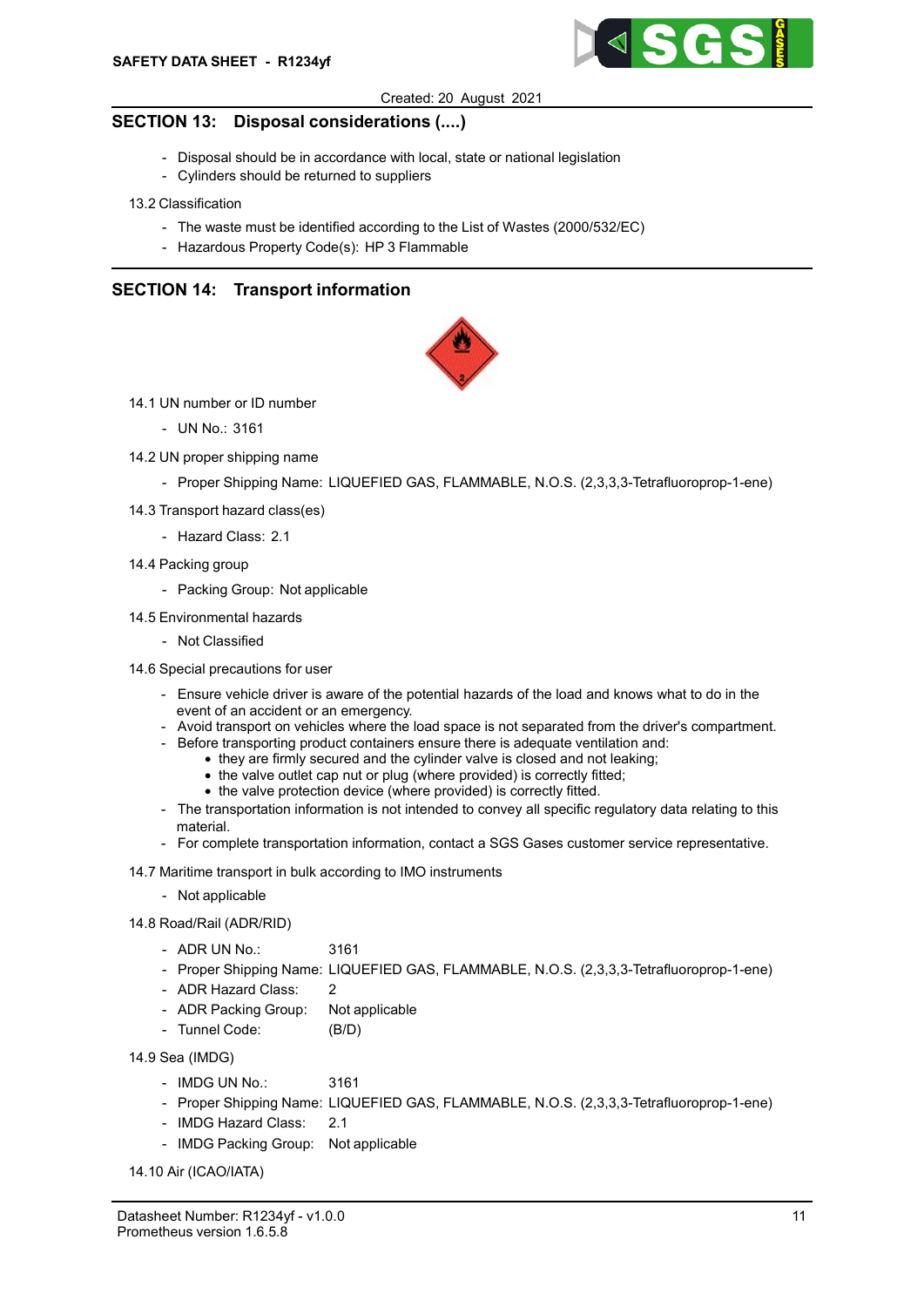## SECTION 13: Disposal considerations (....)

- Disposal should be in accordance with local, state or national legislation
- Cylinders should be returned to suppliers

13.2 Classification

- The waste must be identified according to the List of Wastes (2000/532/EC)
- Hazardous Property Code(s): HP 3 Flammable

## SECTION 14: Transport information

14.1 UN number or ID number

- UN No.: 3161

14.2 UN proper shipping name

- Proper Shipping Name: LIQUEFIED GAS, FLAMMABLE, N.O.S. (2,3,3,3-Tetrafluoroprop-1-ene)

14.3 Transport hazard class(es)

- Hazard Class: 2.1

14.4 Packing group

- Packing Group: Not applicable

14.5 Environmental hazards

- Not Classified

14.6 Special precautions for user

- Ensure vehicle driver is aware of the potential hazards of the load and knows what to do in the event of an accident or an emergency.
- Avoid transport on vehicles where the load space is not separated from the driver's compartment.
- Before transporting product containers ensure there is adequate ventilation and:
  - they are firmly secured and the cylinder valve is closed and not leaking;
  - the valve outlet cap nut or plug (where provided) is correctly fitted;
  - the valve protection device (where provided) is correctly fitted.
- The transportation information is not intended to convey all specific regulatory data relating to this material.
- For complete transportation information, contact a SGS Gases customer service representative.

14.7 Maritime transport in bulk according to IMO instruments

- Not applicable

14.8 Road/Rail (ADR/RID)

- ADR UN No.: 3161
- Proper Shipping Name: LIQUEFIED GAS, FLAMMABLE, N.O.S. (2,3,3,3-Tetrafluoroprop-1-ene)
- ADR Hazard Class: 2
- ADR Packing Group: Not applicable
- Tunnel Code: (B/D)

14.9 Sea (IMDG)

- IMDG UN No.: 3161
- Proper Shipping Name: LIQUEFIED GAS, FLAMMABLE, N.O.S. (2,3,3,3-Tetrafluoroprop-1-ene)
- IMDG Hazard Class: 2.1
- IMDG Packing Group: Not applicable

14.10 Air (ICAO/IATA)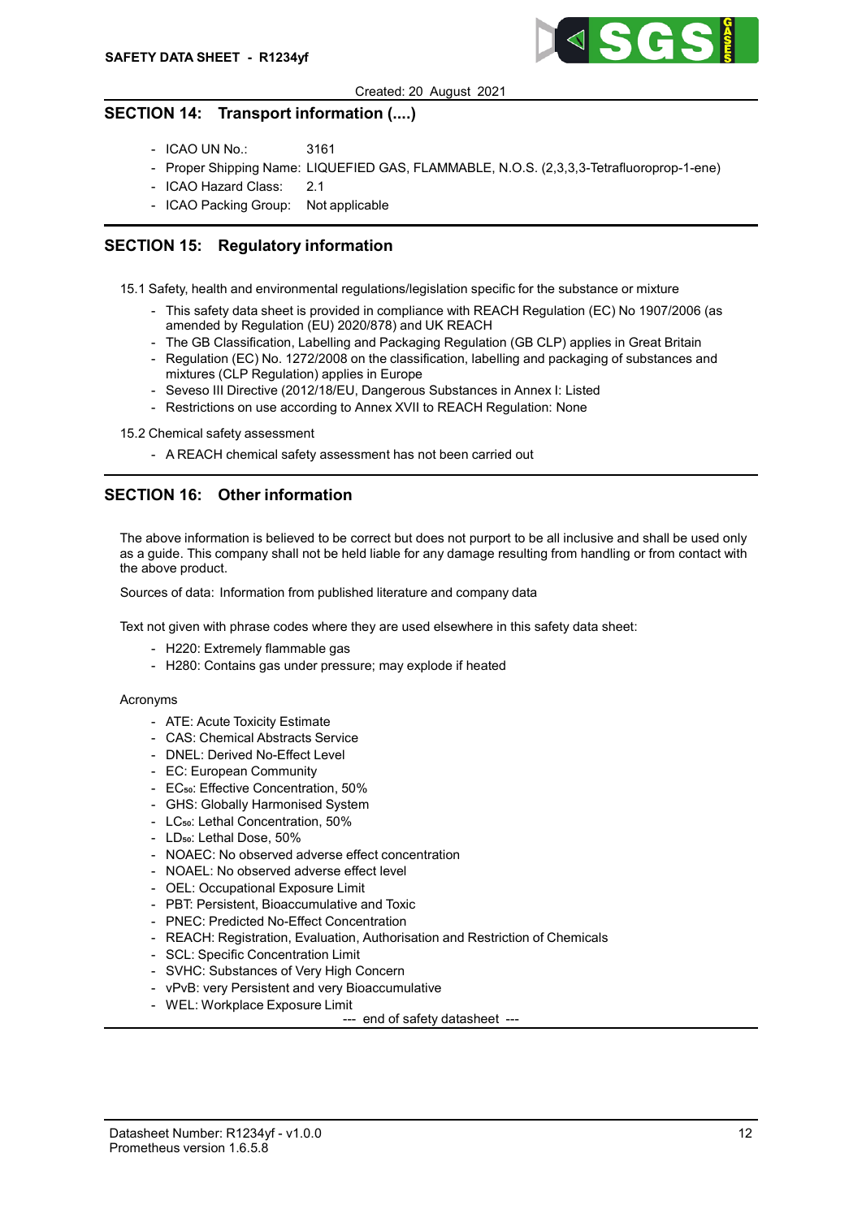## SECTION 14: Transport information (....)

- ICAO UN No.: 3161
- Proper Shipping Name: LIQUEFIED GAS, FLAMMABLE, N.O.S. (2,3,3,3-Tetrafluoroprop-1-ene)
- ICAO Hazard Class: 2.1
- ICAO Packing Group: Not applicable

## SECTION 15: Regulatory information

15.1 Safety, health and environmental regulations/legislation specific for the substance or mixture

- This safety data sheet is provided in compliance with REACH Regulation (EC) No 1907/2006 (as amended by Regulation (EU) 2020/878) and UK REACH
- The GB Classification, Labelling and Packaging Regulation (GB CLP) applies in Great Britain
- Regulation (EC) No. 1272/2008 on the classification, labelling and packaging of substances and mixtures (CLP Regulation) applies in Europe
- Seveso III Directive (2012/18/EU, Dangerous Substances in Annex I: Listed
- Restrictions on use according to Annex XVII to REACH Regulation: None

15.2 Chemical safety assessment

- A REACH chemical safety assessment has not been carried out

## SECTION 16: Other information

The above information is believed to be correct but does not purport to be all inclusive and shall be used only as a guide. This company shall not be held liable for any damage resulting from handling or from contact with the above product.

Sources of data: Information from published literature and company data

Text not given with phrase codes where they are used elsewhere in this safety data sheet:

- H220: Extremely flammable gas
- H280: Contains gas under pressure; may explode if heated

Acronyms

- ATE: Acute Toxicity Estimate
- CAS: Chemical Abstracts Service
- DNEL: Derived No-Effect Level
- EC: European Community
- $EC_{50}$: Effective Concentration, 50%
- GHS: Globally Harmonised System
- $LC_{50}$: Lethal Concentration, 50%
- $LD_{50}$: Lethal Dose, 50%
- NOAEC: No observed adverse effect concentration
- NOAEL: No observed adverse effect level
- OEL: Occupational Exposure Limit
- PBT: Persistent, Bioaccumulative and Toxic
- PNEC: Predicted No-Effect Concentration
- REACH: Registration, Evaluation, Authorisation and Restriction of Chemicals
- SCL: Specific Concentration Limit
- SVHC: Substances of Very High Concern
- vPvB: very Persistent and very Bioaccumulative
- WEL: Workplace Exposure Limit

--- end of safety datasheet ---